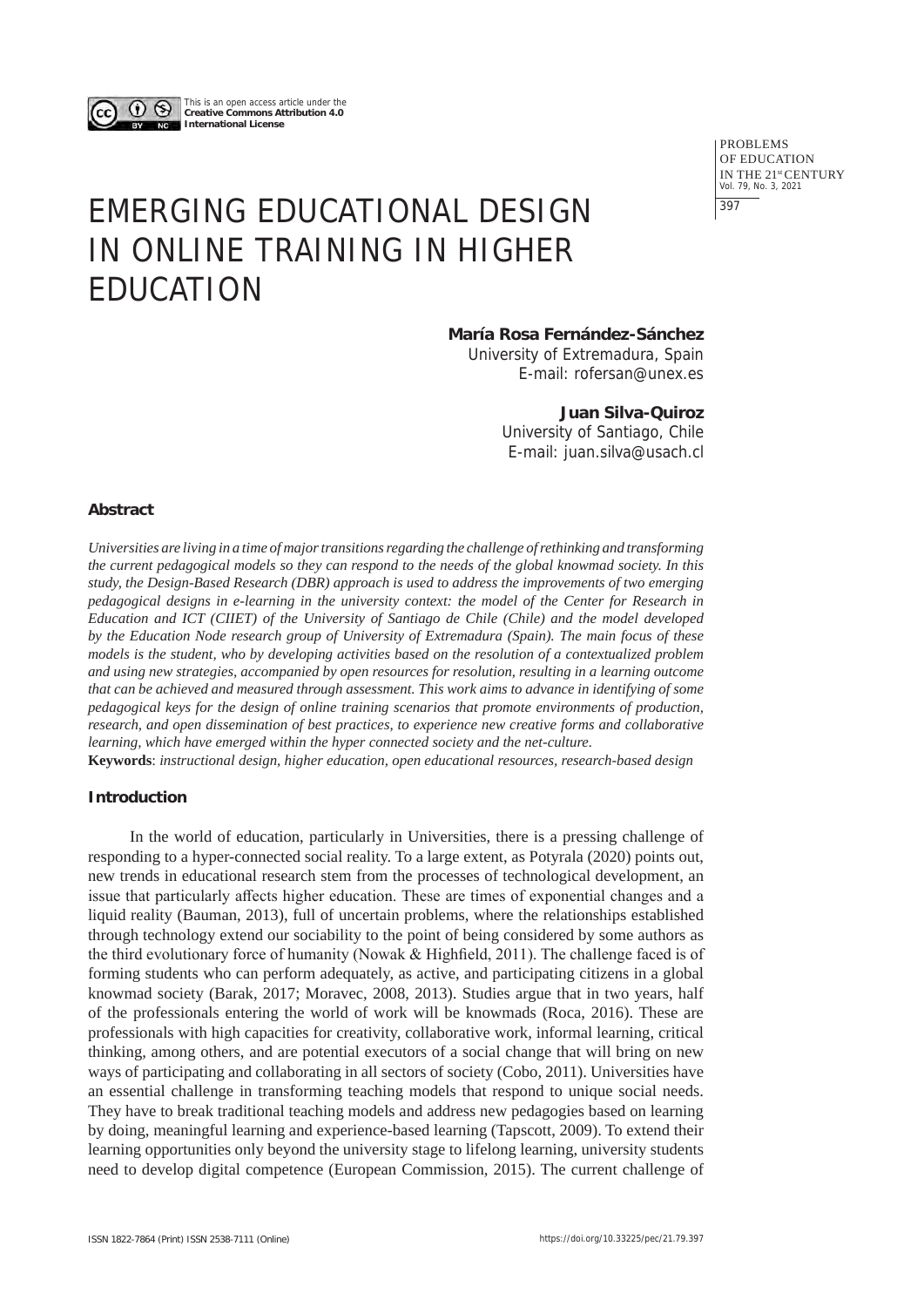This is an open access article under the **Creative Commons Attribution 4.0 International License**

# EMERGING EDUCATIONAL DESIGN IN ONLINE TRAINING IN HIGHER EDUCATION

**María Rosa Fernández-Sánchez**
University of Extremadura, Spain
E-mail: rofersan@unex.es

**Juan Silva-Quiroz**
University of Santiago, Chile
E-mail: juan.silva@usach.cl

## Abstract

*Universities are living in a time of major transitions regarding the challenge of rethinking and transforming the current pedagogical models so they can respond to the needs of the global knowmad society. In this study, the Design-Based Research (DBR) approach is used to address the improvements of two emerging pedagogical designs in e-learning in the university context: the model of the Center for Research in Education and ICT (CIIET) of the University of Santiago de Chile (Chile) and the model developed by the Education Node research group of University of Extremadura (Spain). The main focus of these models is the student, who by developing activities based on the resolution of a contextualized problem and using new strategies, accompanied by open resources for resolution, resulting in a learning outcome that can be achieved and measured through assessment. This work aims to advance in identifying of some pedagogical keys for the design of online training scenarios that promote environments of production, research, and open dissemination of best practices, to experience new creative forms and collaborative learning, which have emerged within the hyper connected society and the net-culture.*

**Keywords**: *instructional design, higher education, open educational resources, research-based design*

## Introduction

In the world of education, particularly in Universities, there is a pressing challenge of responding to a hyper-connected social reality. To a large extent, as Potyrala (2020) points out, new trends in educational research stem from the processes of technological development, an issue that particularly affects higher education. These are times of exponential changes and a liquid reality (Bauman, 2013), full of uncertain problems, where the relationships established through technology extend our sociability to the point of being considered by some authors as the third evolutionary force of humanity (Nowak & Highfield, 2011). The challenge faced is of forming students who can perform adequately, as active, and participating citizens in a global knowmad society (Barak, 2017; Moravec, 2008, 2013). Studies argue that in two years, half of the professionals entering the world of work will be knowmads (Roca, 2016). These are professionals with high capacities for creativity, collaborative work, informal learning, critical thinking, among others, and are potential executors of a social change that will bring on new ways of participating and collaborating in all sectors of society (Cobo, 2011). Universities have an essential challenge in transforming teaching models that respond to unique social needs. They have to break traditional teaching models and address new pedagogies based on learning by doing, meaningful learning and experience-based learning (Tapscott, 2009). To extend their learning opportunities only beyond the university stage to lifelong learning, university students need to develop digital competence (European Commission, 2015). The current challenge of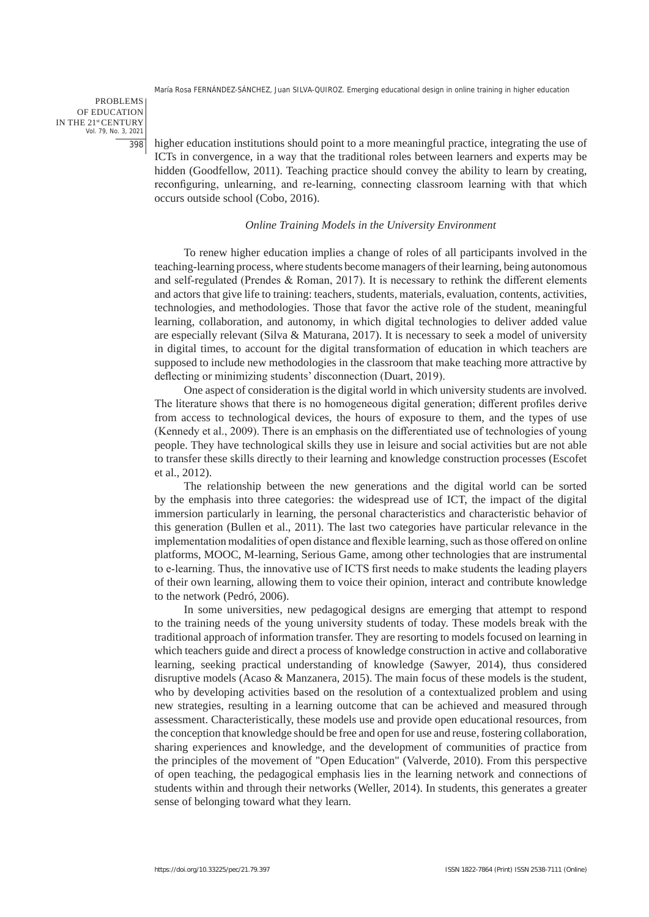higher education institutions should point to a more meaningful practice, integrating the use of ICTs in convergence, in a way that the traditional roles between learners and experts may be hidden (Goodfellow, 2011). Teaching practice should convey the ability to learn by creating, reconfiguring, unlearning, and re-learning, connecting classroom learning with that which occurs outside school (Cobo, 2016).

### *Online Training Models in the University Environment*

To renew higher education implies a change of roles of all participants involved in the teaching-learning process, where students become managers of their learning, being autonomous and self-regulated (Prendes & Roman, 2017). It is necessary to rethink the different elements and actors that give life to training: teachers, students, materials, evaluation, contents, activities, technologies, and methodologies. Those that favor the active role of the student, meaningful learning, collaboration, and autonomy, in which digital technologies to deliver added value are especially relevant (Silva & Maturana, 2017). It is necessary to seek a model of university in digital times, to account for the digital transformation of education in which teachers are supposed to include new methodologies in the classroom that make teaching more attractive by deflecting or minimizing students' disconnection (Duart, 2019).

One aspect of consideration is the digital world in which university students are involved. The literature shows that there is no homogeneous digital generation; different profiles derive from access to technological devices, the hours of exposure to them, and the types of use (Kennedy et al., 2009). There is an emphasis on the differentiated use of technologies of young people. They have technological skills they use in leisure and social activities but are not able to transfer these skills directly to their learning and knowledge construction processes (Escofet et al., 2012).

The relationship between the new generations and the digital world can be sorted by the emphasis into three categories: the widespread use of ICT, the impact of the digital immersion particularly in learning, the personal characteristics and characteristic behavior of this generation (Bullen et al., 2011). The last two categories have particular relevance in the implementation modalities of open distance and flexible learning, such as those offered on online platforms, MOOC, M-learning, Serious Game, among other technologies that are instrumental to e-learning. Thus, the innovative use of ICTS first needs to make students the leading players of their own learning, allowing them to voice their opinion, interact and contribute knowledge to the network (Pedró, 2006).

In some universities, new pedagogical designs are emerging that attempt to respond to the training needs of the young university students of today. These models break with the traditional approach of information transfer. They are resorting to models focused on learning in which teachers guide and direct a process of knowledge construction in active and collaborative learning, seeking practical understanding of knowledge (Sawyer, 2014), thus considered disruptive models (Acaso & Manzanera, 2015). The main focus of these models is the student, who by developing activities based on the resolution of a contextualized problem and using new strategies, resulting in a learning outcome that can be achieved and measured through assessment. Characteristically, these models use and provide open educational resources, from the conception that knowledge should be free and open for use and reuse, fostering collaboration, sharing experiences and knowledge, and the development of communities of practice from the principles of the movement of "Open Education" (Valverde, 2010). From this perspective of open teaching, the pedagogical emphasis lies in the learning network and connections of students within and through their networks (Weller, 2014). In students, this generates a greater sense of belonging toward what they learn.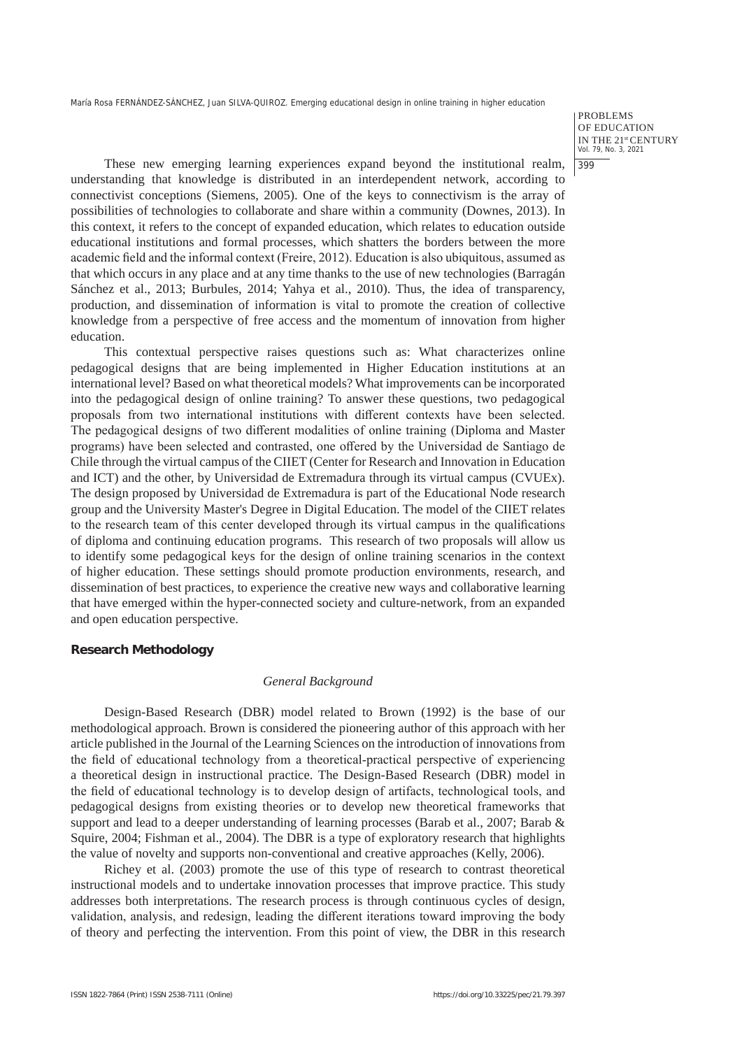These new emerging learning experiences expand beyond the institutional realm, understanding that knowledge is distributed in an interdependent network, according to connectivist conceptions (Siemens, 2005). One of the keys to connectivism is the array of possibilities of technologies to collaborate and share within a community (Downes, 2013). In this context, it refers to the concept of expanded education, which relates to education outside educational institutions and formal processes, which shatters the borders between the more academic field and the informal context (Freire, 2012). Education is also ubiquitous, assumed as that which occurs in any place and at any time thanks to the use of new technologies (Barragán Sánchez et al., 2013; Burbules, 2014; Yahya et al., 2010). Thus, the idea of transparency, production, and dissemination of information is vital to promote the creation of collective knowledge from a perspective of free access and the momentum of innovation from higher education.

This contextual perspective raises questions such as: What characterizes online pedagogical designs that are being implemented in Higher Education institutions at an international level? Based on what theoretical models? What improvements can be incorporated into the pedagogical design of online training? To answer these questions, two pedagogical proposals from two international institutions with different contexts have been selected. The pedagogical designs of two different modalities of online training (Diploma and Master programs) have been selected and contrasted, one offered by the Universidad de Santiago de Chile through the virtual campus of the CIIET (Center for Research and Innovation in Education and ICT) and the other, by Universidad de Extremadura through its virtual campus (CVUEx). The design proposed by Universidad de Extremadura is part of the Educational Node research group and the University Master's Degree in Digital Education. The model of the CIIET relates to the research team of this center developed through its virtual campus in the qualifications of diploma and continuing education programs. This research of two proposals will allow us to identify some pedagogical keys for the design of online training scenarios in the context of higher education. These settings should promote production environments, research, and dissemination of best practices, to experience the creative new ways and collaborative learning that have emerged within the hyper-connected society and culture-network, from an expanded and open education perspective.

## Research Methodology

### *General Background*

Design-Based Research (DBR) model related to Brown (1992) is the base of our methodological approach. Brown is considered the pioneering author of this approach with her article published in the Journal of the Learning Sciences on the introduction of innovations from the field of educational technology from a theoretical-practical perspective of experiencing a theoretical design in instructional practice. The Design-Based Research (DBR) model in the field of educational technology is to develop design of artifacts, technological tools, and pedagogical designs from existing theories or to develop new theoretical frameworks that support and lead to a deeper understanding of learning processes (Barab et al., 2007; Barab & Squire, 2004; Fishman et al., 2004). The DBR is a type of exploratory research that highlights the value of novelty and supports non-conventional and creative approaches (Kelly, 2006).

Richey et al. (2003) promote the use of this type of research to contrast theoretical instructional models and to undertake innovation processes that improve practice. This study addresses both interpretations. The research process is through continuous cycles of design, validation, analysis, and redesign, leading the different iterations toward improving the body of theory and perfecting the intervention. From this point of view, the DBR in this research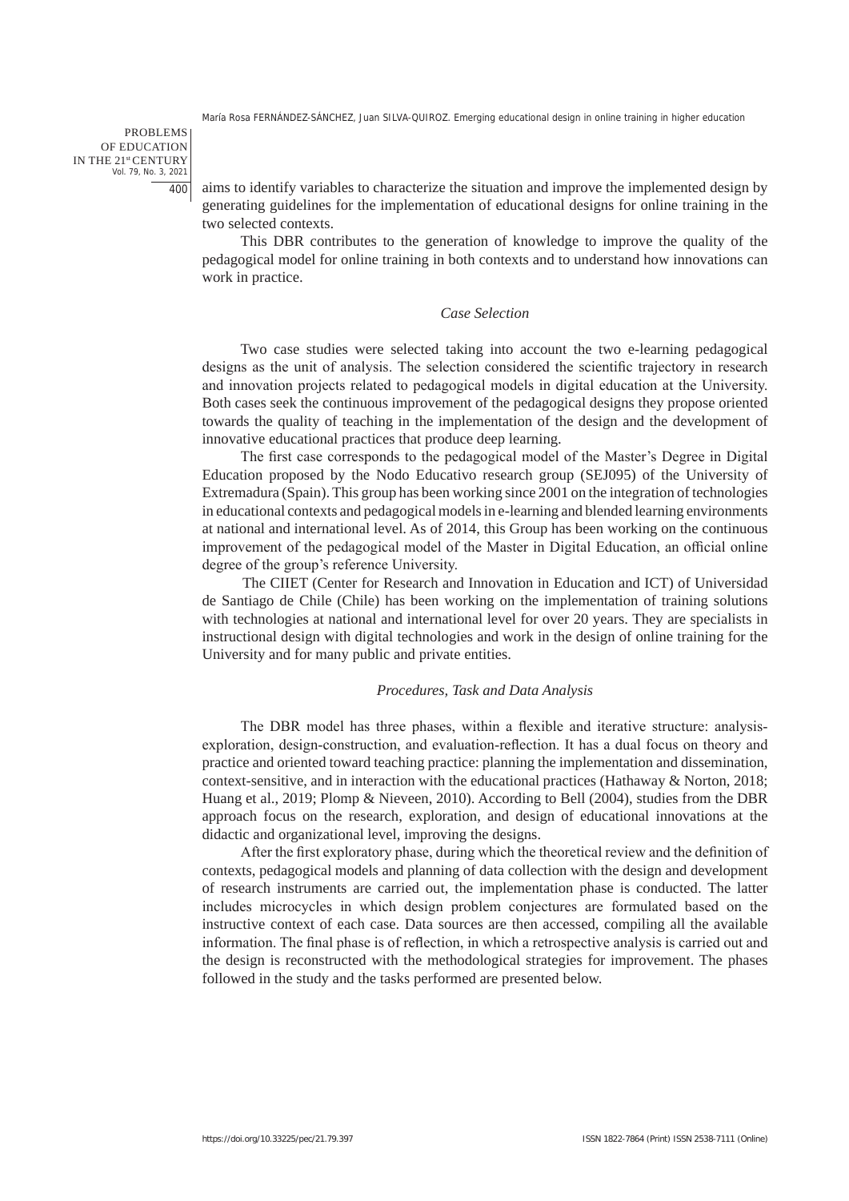aims to identify variables to characterize the situation and improve the implemented design by generating guidelines for the implementation of educational designs for online training in the two selected contexts.

This DBR contributes to the generation of knowledge to improve the quality of the pedagogical model for online training in both contexts and to understand how innovations can work in practice.

### *Case Selection*

Two case studies were selected taking into account the two e-learning pedagogical designs as the unit of analysis. The selection considered the scientific trajectory in research and innovation projects related to pedagogical models in digital education at the University. Both cases seek the continuous improvement of the pedagogical designs they propose oriented towards the quality of teaching in the implementation of the design and the development of innovative educational practices that produce deep learning.

The first case corresponds to the pedagogical model of the Master's Degree in Digital Education proposed by the Nodo Educativo research group (SEJ095) of the University of Extremadura (Spain). This group has been working since 2001 on the integration of technologies in educational contexts and pedagogical models in e-learning and blended learning environments at national and international level. As of 2014, this Group has been working on the continuous improvement of the pedagogical model of the Master in Digital Education, an official online degree of the group's reference University.

The CIIET (Center for Research and Innovation in Education and ICT) of Universidad de Santiago de Chile (Chile) has been working on the implementation of training solutions with technologies at national and international level for over 20 years. They are specialists in instructional design with digital technologies and work in the design of online training for the University and for many public and private entities.

### *Procedures, Task and Data Analysis*

The DBR model has three phases, within a flexible and iterative structure: analysis-exploration, design-construction, and evaluation-reflection. It has a dual focus on theory and practice and oriented toward teaching practice: planning the implementation and dissemination, context-sensitive, and in interaction with the educational practices (Hathaway & Norton, 2018; Huang et al., 2019; Plomp & Nieveen, 2010). According to Bell (2004), studies from the DBR approach focus on the research, exploration, and design of educational innovations at the didactic and organizational level, improving the designs.

After the first exploratory phase, during which the theoretical review and the definition of contexts, pedagogical models and planning of data collection with the design and development of research instruments are carried out, the implementation phase is conducted. The latter includes microcycles in which design problem conjectures are formulated based on the instructive context of each case. Data sources are then accessed, compiling all the available information. The final phase is of reflection, in which a retrospective analysis is carried out and the design is reconstructed with the methodological strategies for improvement. The phases followed in the study and the tasks performed are presented below.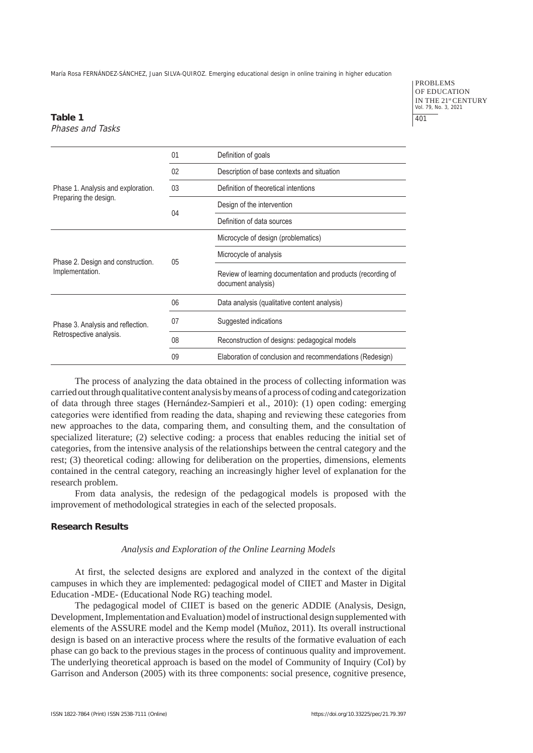**Table 1**
*Phases and Tasks*

| | | |
|---|---|---|
| Phase 1. Analysis and exploration. Preparing the design. | 01 | Definition of goals |
| | 02 | Description of base contexts and situation |
| | 03 | Definition of theoretical intentions |
| | 04 | Design of the intervention |
| | | Definition of data sources |
| Phase 2. Design and construction. Implementation. | 05 | Microcycle of design (problematics) |
| | | Microcycle of analysis |
| | | Review of learning documentation and products (recording of document analysis) |
| Phase 3. Analysis and reflection. Retrospective analysis. | 06 | Data analysis (qualitative content analysis) |
| | 07 | Suggested indications |
| | 08 | Reconstruction of designs: pedagogical models |
| | 09 | Elaboration of conclusion and recommendations (Redesign) |

The process of analyzing the data obtained in the process of collecting information was carried out through qualitative content analysis by means of a process of coding and categorization of data through three stages (Hernández-Sampieri et al., 2010): (1) open coding: emerging categories were identified from reading the data, shaping and reviewing these categories from new approaches to the data, comparing them, and consulting them, and the consultation of specialized literature; (2) selective coding: a process that enables reducing the initial set of categories, from the intensive analysis of the relationships between the central category and the rest; (3) theoretical coding: allowing for deliberation on the properties, dimensions, elements contained in the central category, reaching an increasingly higher level of explanation for the research problem.

From data analysis, the redesign of the pedagogical models is proposed with the improvement of methodological strategies in each of the selected proposals.

## Research Results

### *Analysis and Exploration of the Online Learning Models*

At first, the selected designs are explored and analyzed in the context of the digital campuses in which they are implemented: pedagogical model of CIIET and Master in Digital Education -MDE- (Educational Node RG) teaching model.

The pedagogical model of CIIET is based on the generic ADDIE (Analysis, Design, Development, Implementation and Evaluation) model of instructional design supplemented with elements of the ASSURE model and the Kemp model (Muñoz, 2011). Its overall instructional design is based on an interactive process where the results of the formative evaluation of each phase can go back to the previous stages in the process of continuous quality and improvement. The underlying theoretical approach is based on the model of Community of Inquiry (CoI) by Garrison and Anderson (2005) with its three components: social presence, cognitive presence,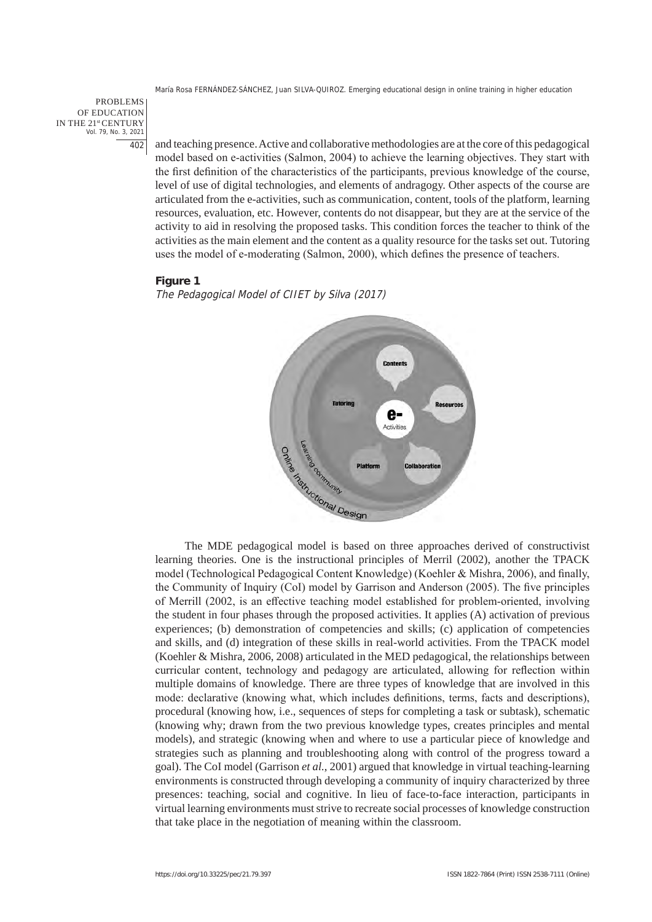and teaching presence. Active and collaborative methodologies are at the core of this pedagogical model based on e-activities (Salmon, 2004) to achieve the learning objectives. They start with the first definition of the characteristics of the participants, previous knowledge of the course, level of use of digital technologies, and elements of andragogy. Other aspects of the course are articulated from the e-activities, such as communication, content, tools of the platform, learning resources, evaluation, etc. However, contents do not disappear, but they are at the service of the activity to aid in resolving the proposed tasks. This condition forces the teacher to think of the activities as the main element and the content as a quality resource for the tasks set out. Tutoring uses the model of e-moderating (Salmon, 2000), which defines the presence of teachers.

**Figure 1**

*The Pedagogical Model of CIIET by Silva (2017)*

The MDE pedagogical model is based on three approaches derived of constructivist learning theories. One is the instructional principles of Merril (2002), another the TPACK model (Technological Pedagogical Content Knowledge) (Koehler & Mishra, 2006), and finally, the Community of Inquiry (CoI) model by Garrison and Anderson (2005). The five principles of Merrill (2002, is an effective teaching model established for problem-oriented, involving the student in four phases through the proposed activities. It applies (A) activation of previous experiences; (b) demonstration of competencies and skills; (c) application of competencies and skills, and (d) integration of these skills in real-world activities. From the TPACK model (Koehler & Mishra, 2006, 2008) articulated in the MED pedagogical, the relationships between curricular content, technology and pedagogy are articulated, allowing for reflection within multiple domains of knowledge. There are three types of knowledge that are involved in this mode: declarative (knowing what, which includes definitions, terms, facts and descriptions), procedural (knowing how, i.e., sequences of steps for completing a task or subtask), schematic (knowing why; drawn from the two previous knowledge types, creates principles and mental models), and strategic (knowing when and where to use a particular piece of knowledge and strategies such as planning and troubleshooting along with control of the progress toward a goal). The CoI model (Garrison *et al.*, 2001) argued that knowledge in virtual teaching-learning environments is constructed through developing a community of inquiry characterized by three presences: teaching, social and cognitive. In lieu of face-to-face interaction, participants in virtual learning environments must strive to recreate social processes of knowledge construction that take place in the negotiation of meaning within the classroom.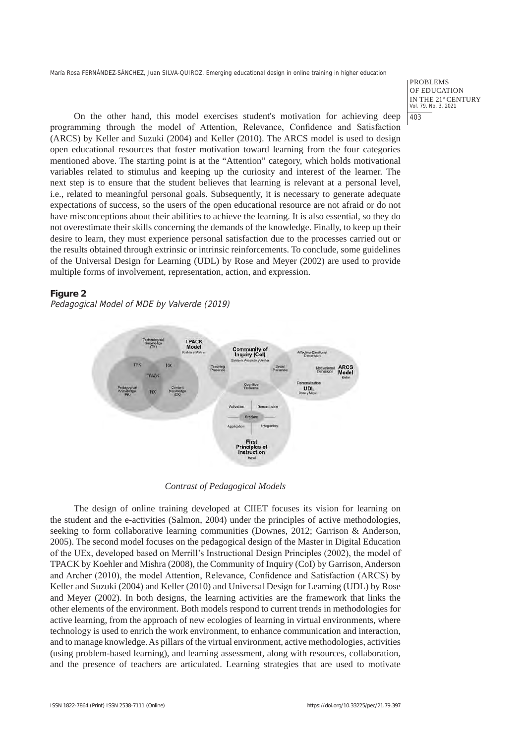On the other hand, this model exercises student's motivation for achieving deep programming through the model of Attention, Relevance, Confidence and Satisfaction (ARCS) by Keller and Suzuki (2004) and Keller (2010). The ARCS model is used to design open educational resources that foster motivation toward learning from the four categories mentioned above. The starting point is at the "Attention" category, which holds motivational variables related to stimulus and keeping up the curiosity and interest of the learner. The next step is to ensure that the student believes that learning is relevant at a personal level, i.e., related to meaningful personal goals. Subsequently, it is necessary to generate adequate expectations of success, so the users of the open educational resource are not afraid or do not have misconceptions about their abilities to achieve the learning. It is also essential, so they do not overestimate their skills concerning the demands of the knowledge. Finally, to keep up their desire to learn, they must experience personal satisfaction due to the processes carried out or the results obtained through extrinsic or intrinsic reinforcements. To conclude, some guidelines of the Universal Design for Learning (UDL) by Rose and Meyer (2002) are used to provide multiple forms of involvement, representation, action, and expression.

**Figure 2**

*Pedagogical Model of MDE by Valverde (2019)*

## *Contrast of Pedagogical Models*

The design of online training developed at CIIET focuses its vision for learning on the student and the e-activities (Salmon, 2004) under the principles of active methodologies, seeking to form collaborative learning communities (Downes, 2012; Garrison & Anderson, 2005). The second model focuses on the pedagogical design of the Master in Digital Education of the UEx, developed based on Merrill's Instructional Design Principles (2002), the model of TPACK by Koehler and Mishra (2008), the Community of Inquiry (CoI) by Garrison, Anderson and Archer (2010), the model Attention, Relevance, Confidence and Satisfaction (ARCS) by Keller and Suzuki (2004) and Keller (2010) and Universal Design for Learning (UDL) by Rose and Meyer (2002). In both designs, the learning activities are the framework that links the other elements of the environment. Both models respond to current trends in methodologies for active learning, from the approach of new ecologies of learning in virtual environments, where technology is used to enrich the work environment, to enhance communication and interaction, and to manage knowledge. As pillars of the virtual environment, active methodologies, activities (using problem-based learning), and learning assessment, along with resources, collaboration, and the presence of teachers are articulated. Learning strategies that are used to motivate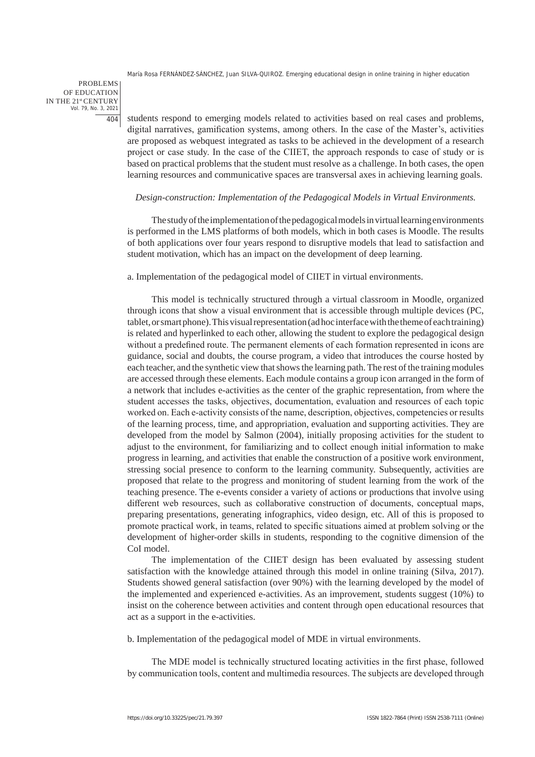students respond to emerging models related to activities based on real cases and problems, digital narratives, gamification systems, among others. In the case of the Master's, activities are proposed as webquest integrated as tasks to be achieved in the development of a research project or case study. In the case of the CIIET, the approach responds to case of study or is based on practical problems that the student must resolve as a challenge. In both cases, the open learning resources and communicative spaces are transversal axes in achieving learning goals.

*Design-construction: Implementation of the Pedagogical Models in Virtual Environments.*

The study of the implementation of the pedagogical models in virtual learning environments is performed in the LMS platforms of both models, which in both cases is Moodle. The results of both applications over four years respond to disruptive models that lead to satisfaction and student motivation, which has an impact on the development of deep learning.

a. Implementation of the pedagogical model of CIIET in virtual environments.

This model is technically structured through a virtual classroom in Moodle, organized through icons that show a visual environment that is accessible through multiple devices (PC, tablet, or smart phone). This visual representation (ad hoc interface with the theme of each training) is related and hyperlinked to each other, allowing the student to explore the pedagogical design without a predefined route. The permanent elements of each formation represented in icons are guidance, social and doubts, the course program, a video that introduces the course hosted by each teacher, and the synthetic view that shows the learning path. The rest of the training modules are accessed through these elements. Each module contains a group icon arranged in the form of a network that includes e-activities as the center of the graphic representation, from where the student accesses the tasks, objectives, documentation, evaluation and resources of each topic worked on. Each e-activity consists of the name, description, objectives, competencies or results of the learning process, time, and appropriation, evaluation and supporting activities. They are developed from the model by Salmon (2004), initially proposing activities for the student to adjust to the environment, for familiarizing and to collect enough initial information to make progress in learning, and activities that enable the construction of a positive work environment, stressing social presence to conform to the learning community. Subsequently, activities are proposed that relate to the progress and monitoring of student learning from the work of the teaching presence. The e-events consider a variety of actions or productions that involve using different web resources, such as collaborative construction of documents, conceptual maps, preparing presentations, generating infographics, video design, etc. All of this is proposed to promote practical work, in teams, related to specific situations aimed at problem solving or the development of higher-order skills in students, responding to the cognitive dimension of the CoI model.

The implementation of the CIIET design has been evaluated by assessing student satisfaction with the knowledge attained through this model in online training (Silva, 2017). Students showed general satisfaction (over 90%) with the learning developed by the model of the implemented and experienced e-activities. As an improvement, students suggest (10%) to insist on the coherence between activities and content through open educational resources that act as a support in the e-activities.

b. Implementation of the pedagogical model of MDE in virtual environments.

The MDE model is technically structured locating activities in the first phase, followed by communication tools, content and multimedia resources. The subjects are developed through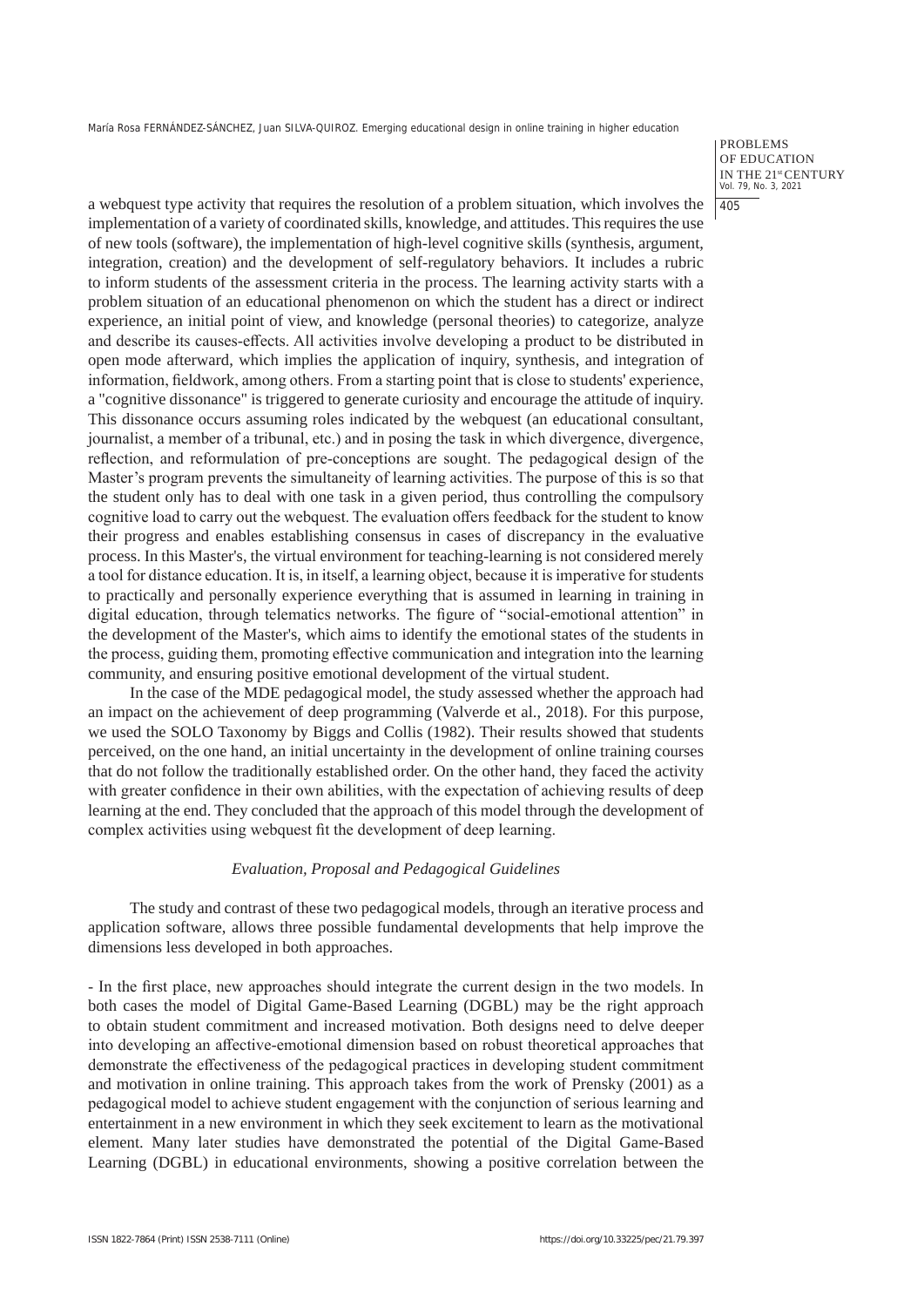a webquest type activity that requires the resolution of a problem situation, which involves the implementation of a variety of coordinated skills, knowledge, and attitudes. This requires the use of new tools (software), the implementation of high-level cognitive skills (synthesis, argument, integration, creation) and the development of self-regulatory behaviors. It includes a rubric to inform students of the assessment criteria in the process. The learning activity starts with a problem situation of an educational phenomenon on which the student has a direct or indirect experience, an initial point of view, and knowledge (personal theories) to categorize, analyze and describe its causes-effects. All activities involve developing a product to be distributed in open mode afterward, which implies the application of inquiry, synthesis, and integration of information, fieldwork, among others. From a starting point that is close to students' experience, a "cognitive dissonance" is triggered to generate curiosity and encourage the attitude of inquiry. This dissonance occurs assuming roles indicated by the webquest (an educational consultant, journalist, a member of a tribunal, etc.) and in posing the task in which divergence, divergence, reflection, and reformulation of pre-conceptions are sought. The pedagogical design of the Master's program prevents the simultaneity of learning activities. The purpose of this is so that the student only has to deal with one task in a given period, thus controlling the compulsory cognitive load to carry out the webquest. The evaluation offers feedback for the student to know their progress and enables establishing consensus in cases of discrepancy in the evaluative process. In this Master's, the virtual environment for teaching-learning is not considered merely a tool for distance education. It is, in itself, a learning object, because it is imperative for students to practically and personally experience everything that is assumed in learning in training in digital education, through telematics networks. The figure of "social-emotional attention" in the development of the Master's, which aims to identify the emotional states of the students in the process, guiding them, promoting effective communication and integration into the learning community, and ensuring positive emotional development of the virtual student.

In the case of the MDE pedagogical model, the study assessed whether the approach had an impact on the achievement of deep programming (Valverde et al., 2018). For this purpose, we used the SOLO Taxonomy by Biggs and Collis (1982). Their results showed that students perceived, on the one hand, an initial uncertainty in the development of online training courses that do not follow the traditionally established order. On the other hand, they faced the activity with greater confidence in their own abilities, with the expectation of achieving results of deep learning at the end. They concluded that the approach of this model through the development of complex activities using webquest fit the development of deep learning.

### *Evaluation, Proposal and Pedagogical Guidelines*

The study and contrast of these two pedagogical models, through an iterative process and application software, allows three possible fundamental developments that help improve the dimensions less developed in both approaches.

- In the first place, new approaches should integrate the current design in the two models. In both cases the model of Digital Game-Based Learning (DGBL) may be the right approach to obtain student commitment and increased motivation. Both designs need to delve deeper into developing an affective-emotional dimension based on robust theoretical approaches that demonstrate the effectiveness of the pedagogical practices in developing student commitment and motivation in online training. This approach takes from the work of Prensky (2001) as a pedagogical model to achieve student engagement with the conjunction of serious learning and entertainment in a new environment in which they seek excitement to learn as the motivational element. Many later studies have demonstrated the potential of the Digital Game-Based Learning (DGBL) in educational environments, showing a positive correlation between the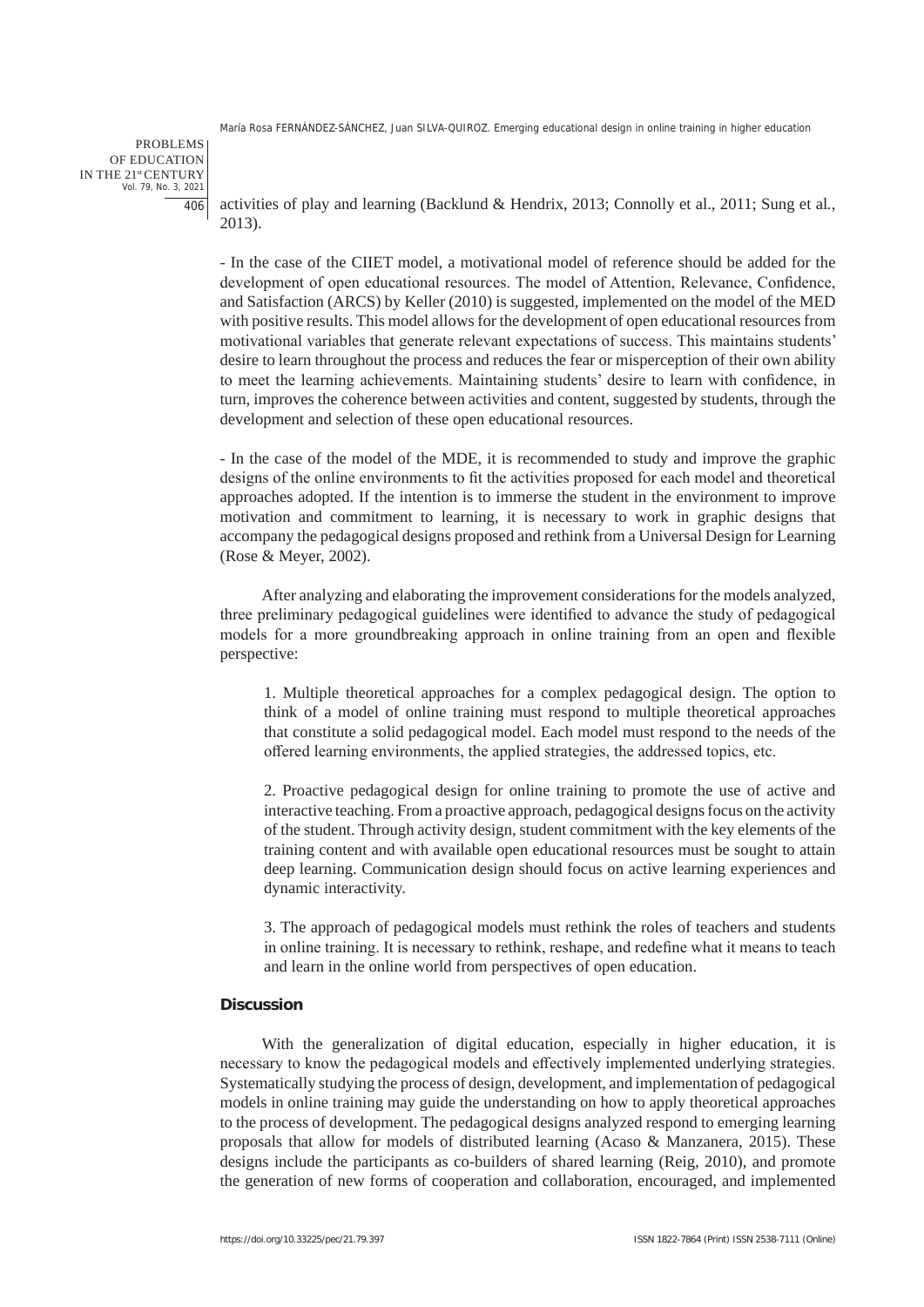activities of play and learning (Backlund & Hendrix, 2013; Connolly et al., 2011; Sung et al., 2013).

- In the case of the CIIET model, a motivational model of reference should be added for the development of open educational resources. The model of Attention, Relevance, Confidence, and Satisfaction (ARCS) by Keller (2010) is suggested, implemented on the model of the MED with positive results. This model allows for the development of open educational resources from motivational variables that generate relevant expectations of success. This maintains students' desire to learn throughout the process and reduces the fear or misperception of their own ability to meet the learning achievements. Maintaining students' desire to learn with confidence, in turn, improves the coherence between activities and content, suggested by students, through the development and selection of these open educational resources.

- In the case of the model of the MDE, it is recommended to study and improve the graphic designs of the online environments to fit the activities proposed for each model and theoretical approaches adopted. If the intention is to immerse the student in the environment to improve motivation and commitment to learning, it is necessary to work in graphic designs that accompany the pedagogical designs proposed and rethink from a Universal Design for Learning (Rose & Meyer, 2002).

After analyzing and elaborating the improvement considerations for the models analyzed, three preliminary pedagogical guidelines were identified to advance the study of pedagogical models for a more groundbreaking approach in online training from an open and flexible perspective:

1. Multiple theoretical approaches for a complex pedagogical design. The option to think of a model of online training must respond to multiple theoretical approaches that constitute a solid pedagogical model. Each model must respond to the needs of the offered learning environments, the applied strategies, the addressed topics, etc.

2. Proactive pedagogical design for online training to promote the use of active and interactive teaching. From a proactive approach, pedagogical designs focus on the activity of the student. Through activity design, student commitment with the key elements of the training content and with available open educational resources must be sought to attain deep learning. Communication design should focus on active learning experiences and dynamic interactivity.

3. The approach of pedagogical models must rethink the roles of teachers and students in online training. It is necessary to rethink, reshape, and redefine what it means to teach and learn in the online world from perspectives of open education.

## Discussion

With the generalization of digital education, especially in higher education, it is necessary to know the pedagogical models and effectively implemented underlying strategies. Systematically studying the process of design, development, and implementation of pedagogical models in online training may guide the understanding on how to apply theoretical approaches to the process of development. The pedagogical designs analyzed respond to emerging learning proposals that allow for models of distributed learning (Acaso & Manzanera, 2015). These designs include the participants as co-builders of shared learning (Reig, 2010), and promote the generation of new forms of cooperation and collaboration, encouraged, and implemented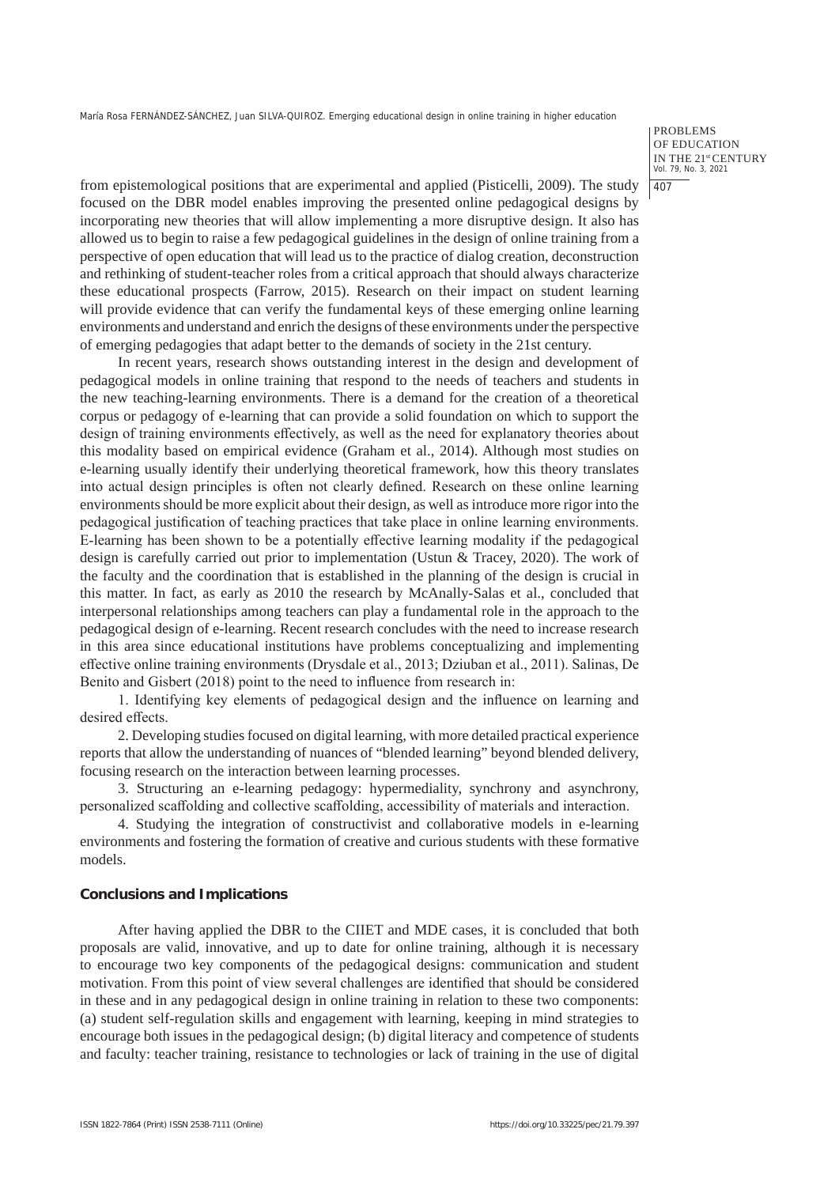from epistemological positions that are experimental and applied (Pisticelli, 2009). The study focused on the DBR model enables improving the presented online pedagogical designs by incorporating new theories that will allow implementing a more disruptive design. It also has allowed us to begin to raise a few pedagogical guidelines in the design of online training from a perspective of open education that will lead us to the practice of dialog creation, deconstruction and rethinking of student-teacher roles from a critical approach that should always characterize these educational prospects (Farrow, 2015). Research on their impact on student learning will provide evidence that can verify the fundamental keys of these emerging online learning environments and understand and enrich the designs of these environments under the perspective of emerging pedagogies that adapt better to the demands of society in the 21st century.

In recent years, research shows outstanding interest in the design and development of pedagogical models in online training that respond to the needs of teachers and students in the new teaching-learning environments. There is a demand for the creation of a theoretical corpus or pedagogy of e-learning that can provide a solid foundation on which to support the design of training environments effectively, as well as the need for explanatory theories about this modality based on empirical evidence (Graham et al., 2014). Although most studies on e-learning usually identify their underlying theoretical framework, how this theory translates into actual design principles is often not clearly defined. Research on these online learning environments should be more explicit about their design, as well as introduce more rigor into the pedagogical justification of teaching practices that take place in online learning environments. E-learning has been shown to be a potentially effective learning modality if the pedagogical design is carefully carried out prior to implementation (Ustun & Tracey, 2020). The work of the faculty and the coordination that is established in the planning of the design is crucial in this matter. In fact, as early as 2010 the research by McAnally-Salas et al., concluded that interpersonal relationships among teachers can play a fundamental role in the approach to the pedagogical design of e-learning. Recent research concludes with the need to increase research in this area since educational institutions have problems conceptualizing and implementing effective online training environments (Drysdale et al., 2013; Dziuban et al., 2011). Salinas, De Benito and Gisbert (2018) point to the need to influence from research in:

1. Identifying key elements of pedagogical design and the influence on learning and desired effects.

2. Developing studies focused on digital learning, with more detailed practical experience reports that allow the understanding of nuances of "blended learning" beyond blended delivery, focusing research on the interaction between learning processes.

3. Structuring an e-learning pedagogy: hypermediality, synchrony and asynchrony, personalized scaffolding and collective scaffolding, accessibility of materials and interaction.

4. Studying the integration of constructivist and collaborative models in e-learning environments and fostering the formation of creative and curious students with these formative models.

## Conclusions and Implications

After having applied the DBR to the CIIET and MDE cases, it is concluded that both proposals are valid, innovative, and up to date for online training, although it is necessary to encourage two key components of the pedagogical designs: communication and student motivation. From this point of view several challenges are identified that should be considered in these and in any pedagogical design in online training in relation to these two components: (a) student self-regulation skills and engagement with learning, keeping in mind strategies to encourage both issues in the pedagogical design; (b) digital literacy and competence of students and faculty: teacher training, resistance to technologies or lack of training in the use of digital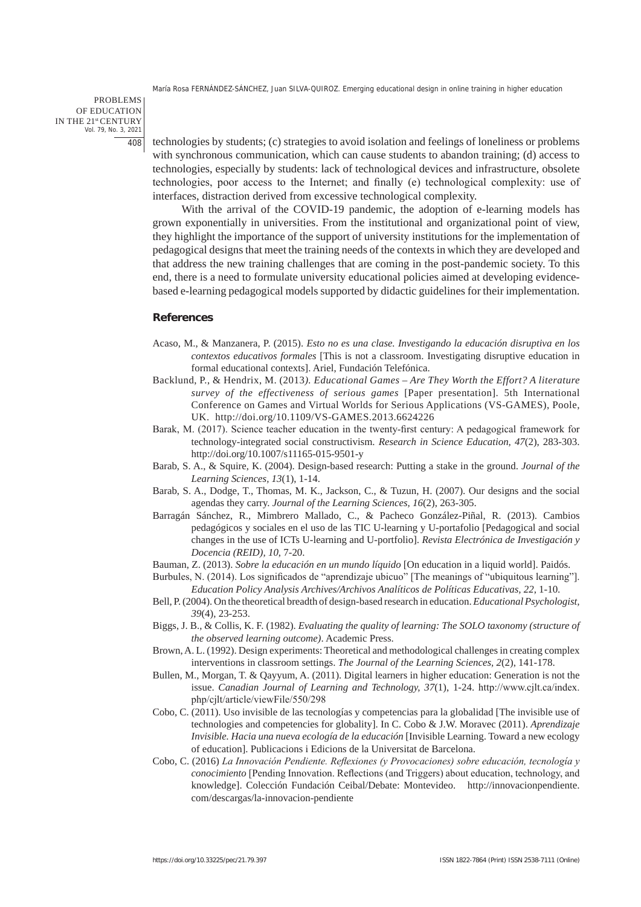technologies by students; (c) strategies to avoid isolation and feelings of loneliness or problems with synchronous communication, which can cause students to abandon training; (d) access to technologies, especially by students: lack of technological devices and infrastructure, obsolete technologies, poor access to the Internet; and finally (e) technological complexity: use of interfaces, distraction derived from excessive technological complexity.

With the arrival of the COVID-19 pandemic, the adoption of e-learning models has grown exponentially in universities. From the institutional and organizational point of view, they highlight the importance of the support of university institutions for the implementation of pedagogical designs that meet the training needs of the contexts in which they are developed and that address the new training challenges that are coming in the post-pandemic society. To this end, there is a need to formulate university educational policies aimed at developing evidence-based e-learning pedagogical models supported by didactic guidelines for their implementation.

## References

Acaso, M., & Manzanera, P. (2015). *Esto no es una clase. Investigando la educación disruptiva en los contextos educativos formales* [This is not a classroom. Investigating disruptive education in formal educational contexts]. Ariel, Fundación Telefónica.

Backlund, P., & Hendrix, M. (2013). *Educational Games – Are They Worth the Effort? A literature survey of the effectiveness of serious games* [Paper presentation]. 5th International Conference on Games and Virtual Worlds for Serious Applications (VS-GAMES), Poole, UK. http://doi.org/10.1109/VS-GAMES.2013.6624226

Barak, M. (2017). Science teacher education in the twenty-first century: A pedagogical framework for technology-integrated social constructivism. *Research in Science Education, 47*(2), 283-303. http://doi.org/10.1007/s11165-015-9501-y

Barab, S. A., & Squire, K. (2004). Design-based research: Putting a stake in the ground. *Journal of the Learning Sciences, 13*(1), 1-14.

Barab, S. A., Dodge, T., Thomas, M. K., Jackson, C., & Tuzun, H. (2007). Our designs and the social agendas they carry. *Journal of the Learning Sciences, 16*(2), 263-305.

Barragán Sánchez, R., Mimbrero Mallado, C., & Pacheco González-Piñal, R. (2013). Cambios pedagógicos y sociales en el uso de las TIC U-learning y U-portafolio [Pedagogical and social changes in the use of ICTs U-learning and U-portfolio]. *Revista Electrónica de Investigación y Docencia (REID), 10*, 7-20.

Bauman, Z. (2013). *Sobre la educación en un mundo líquido* [On education in a liquid world]. Paidós.

Burbules, N. (2014). Los significados de "aprendizaje ubicuo" [The meanings of "ubiquitous learning"]. *Education Policy Analysis Archives/Archivos Analíticos de Políticas Educativas, 22*, 1-10.

Bell, P. (2004). On the theoretical breadth of design-based research in education. *Educational Psychologist, 39*(4), 23-253.

Biggs, J. B., & Collis, K. F. (1982). *Evaluating the quality of learning: The SOLO taxonomy (structure of the observed learning outcome)*. Academic Press.

Brown, A. L. (1992). Design experiments: Theoretical and methodological challenges in creating complex interventions in classroom settings. *The Journal of the Learning Sciences, 2*(2), 141-178.

Bullen, M., Morgan, T. & Qayyum, A. (2011). Digital learners in higher education: Generation is not the issue. *Canadian Journal of Learning and Technology, 37*(1), 1-24. http://www.cjlt.ca/index.php/cjlt/article/viewFile/550/298

Cobo, C. (2011). Uso invisible de las tecnologías y competencias para la globalidad [The invisible use of technologies and competencies for globality]. In C. Cobo & J.W. Moravec (2011). *Aprendizaje Invisible. Hacia una nueva ecología de la educación* [Invisible Learning. Toward a new ecology of education]. Publicacions i Edicions de la Universitat de Barcelona.

Cobo, C. (2016) *La Innovación Pendiente. Reflexiones (y Provocaciones) sobre educación, tecnología y conocimiento* [Pending Innovation. Reflections (and Triggers) about education, technology, and knowledge]. Colección Fundación Ceibal/Debate: Montevideo. http://innovacionpendiente.com/descargas/la-innovacion-pendiente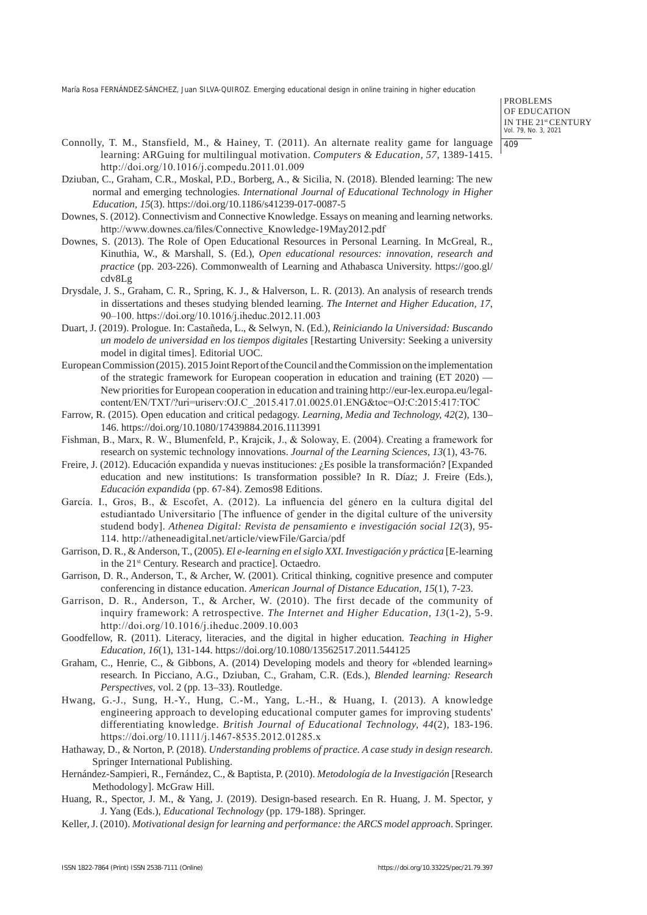Connolly, T. M., Stansfield, M., & Hainey, T. (2011). An alternate reality game for language learning: ARGuing for multilingual motivation. *Computers & Education*, *57*, 1389-1415. http://doi.org/10.1016/j.compedu.2011.01.009

Dziuban, C., Graham, C.R., Moskal, P.D., Borberg, A., & Sicilia, N. (2018). Blended learning: The new normal and emerging technologies. *International Journal of Educational Technology in Higher Education*, *15*(3). https://doi.org/10.1186/s41239-017-0087-5

Downes, S. (2012). Connectivism and Connective Knowledge. Essays on meaning and learning networks. http://www.downes.ca/files/Connective_Knowledge-19May2012.pdf

Downes, S. (2013). The Role of Open Educational Resources in Personal Learning. In McGreal, R., Kinuthia, W., & Marshall, S. (Ed.), *Open educational resources: innovation, research and practice* (pp. 203-226). Commonwealth of Learning and Athabasca University. https://goo.gl/cdv8Lg

Drysdale, J. S., Graham, C. R., Spring, K. J., & Halverson, L. R. (2013). An analysis of research trends in dissertations and theses studying blended learning. *The Internet and Higher Education*, *17*, 90–100. https://doi.org/10.1016/j.iheduc.2012.11.003

Duart, J. (2019). Prologue. In: Castañeda, L., & Selwyn, N. (Ed.), *Reiniciando la Universidad: Buscando un modelo de universidad en los tiempos digitales* [Restarting University: Seeking a university model in digital times]. Editorial UOC.

European Commission (2015). 2015 Joint Report of the Council and the Commission on the implementation of the strategic framework for European cooperation in education and training (ET 2020) — New priorities for European cooperation in education and training http://eur-lex.europa.eu/legal-content/EN/TXT/?uri=uriserv:OJ.C_.2015.417.01.0025.01.ENG&toc=OJ:C:2015:417:TOC

Farrow, R. (2015). Open education and critical pedagogy. *Learning, Media and Technology*, *42*(2), 130–146. https://doi.org/10.1080/17439884.2016.1113991

Fishman, B., Marx, R. W., Blumenfeld, P., Krajcik, J., & Soloway, E. (2004). Creating a framework for research on systemic technology innovations. *Journal of the Learning Sciences*, *13*(1), 43-76.

Freire, J. (2012). Educación expandida y nuevas instituciones: ¿Es posible la transformación? [Expanded education and new institutions: Is transformation possible? In R. Díaz; J. Freire (Eds.), *Educación expandida* (pp. 67-84). Zemos98 Editions.

García. I., Gros, B., & Escofet, A. (2012). La influencia del género en la cultura digital del estudiantado Universitario [The influence of gender in the digital culture of the university studend body]. *Athenea Digital: Revista de pensamiento e investigación social 12*(3), 95-114. http://atheneadigital.net/article/viewFile/Garcia/pdf

Garrison, D. R., & Anderson, T., (2005). *El e-learning en el siglo XXI. Investigación y práctica* [E-learning in the 21st Century. Research and practice]. Octaedro.

Garrison, D. R., Anderson, T., & Archer, W. (2001). Critical thinking, cognitive presence and computer conferencing in distance education. *American Journal of Distance Education*, *15*(1), 7-23.

Garrison, D. R., Anderson, T., & Archer, W. (2010). The first decade of the community of inquiry framework: A retrospective. *The Internet and Higher Education*, *13*(1-2), 5-9. http://doi.org/10.1016/j.iheduc.2009.10.003

Goodfellow, R. (2011). Literacy, literacies, and the digital in higher education. *Teaching in Higher Education, 16*(1), 131-144. https://doi.org/10.1080/13562517.2011.544125

Graham, C., Henrie, C., & Gibbons, A. (2014) Developing models and theory for «blended learning» research. In Picciano, A.G., Dziuban, C., Graham, C.R. (Eds.), *Blended learning: Research Perspectives*, vol. 2 (pp. 13–33). Routledge.

Hwang, G.-J., Sung, H.-Y., Hung, C.-M., Yang, L.-H., & Huang, I. (2013). A knowledge engineering approach to developing educational computer games for improving students' differentiating knowledge. *British Journal of Educational Technology*, *44*(2), 183-196. https://doi.org/10.1111/j.1467-8535.2012.01285.x

Hathaway, D., & Norton, P. (2018). *Understanding problems of practice. A case study in design research*. Springer International Publishing.

Hernández-Sampieri, R., Fernández, C., & Baptista, P. (2010). *Metodología de la Investigación* [Research Methodology]. McGraw Hill.

Huang, R., Spector, J. M., & Yang, J. (2019). Design-based research. En R. Huang, J. M. Spector, y J. Yang (Eds.), *Educational Technology* (pp. 179-188). Springer.

Keller, J. (2010). *Motivational design for learning and performance: the ARCS model approach*. Springer.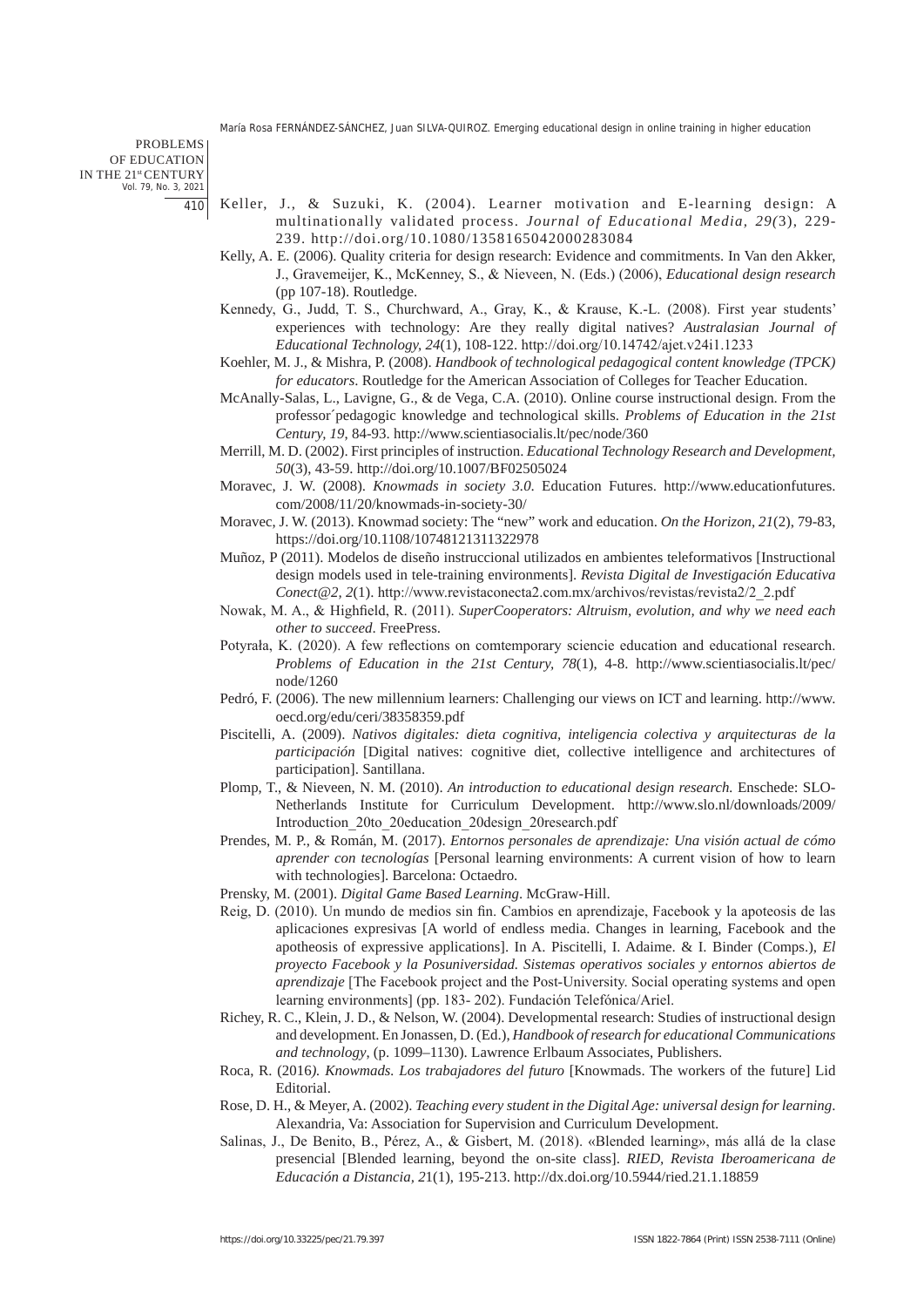Keller, J., & Suzuki, K. (2004). Learner motivation and E-learning design: A multinationally validated process. *Journal of Educational Media, 29(*3), 229-239. http://doi.org/10.1080/1358165042000283084

Kelly, A. E. (2006). Quality criteria for design research: Evidence and commitments. In Van den Akker, J., Gravemeijer, K., McKenney, S., & Nieveen, N. (Eds.) (2006), *Educational design research* (pp 107-18). Routledge.

Kennedy, G., Judd, T. S., Churchward, A., Gray, K., & Krause, K.-L. (2008). First year students' experiences with technology: Are they really digital natives? *Australasian Journal of Educational Technology, 24*(1), 108-122. http://doi.org/10.14742/ajet.v24i1.1233

Koehler, M. J., & Mishra, P. (2008). *Handbook of technological pedagogical content knowledge (TPCK) for educators.* Routledge for the American Association of Colleges for Teacher Education.

McAnally-Salas, L., Lavigne, G., & de Vega, C.A. (2010). Online course instructional design. From the professor´pedagogic knowledge and technological skills. *Problems of Education in the 21st Century, 19*, 84-93. http://www.scientiasocialis.lt/pec/node/360

Merrill, M. D. (2002). First principles of instruction. *Educational Technology Research and Development, 50*(3), 43-59. http://doi.org/10.1007/BF02505024

Moravec, J. W. (2008). *Knowmads in society 3.0*. Education Futures. http://www.educationfutures.com/2008/11/20/knowmads-in-society-30/

Moravec, J. W. (2013). Knowmad society: The "new" work and education. *On the Horizon, 21*(2), 79-83, https://doi.org/10.1108/10748121311322978

Muñoz, P (2011). Modelos de diseño instruccional utilizados en ambientes teleformativos [Instructional design models used in tele-training environments]. *Revista Digital de Investigación Educativa Conect@2, 2*(1). http://www.revistaconecta2.com.mx/archivos/revistas/revista2/2_2.pdf

Nowak, M. A., & Highfield, R. (2011). *SuperCooperators: Altruism, evolution, and why we need each other to succeed*. FreePress.

Potyrała, K. (2020). A few reflections on comtemporary sciencie education and educational research. *Problems of Education in the 21st Century, 78*(1), 4-8. http://www.scientiasocialis.lt/pec/node/1260

Pedró, F. (2006). The new millennium learners: Challenging our views on ICT and learning. http://www.oecd.org/edu/ceri/38358359.pdf

Piscitelli, A. (2009). *Nativos digitales: dieta cognitiva, inteligencia colectiva y arquitecturas de la participación* [Digital natives: cognitive diet, collective intelligence and architectures of participation]. Santillana.

Plomp, T., & Nieveen, N. M. (2010). *An introduction to educational design research.* Enschede: SLO-Netherlands Institute for Curriculum Development. http://www.slo.nl/downloads/2009/Introduction_20to_20education_20design_20research.pdf

Prendes, M. P., & Román, M. (2017). *Entornos personales de aprendizaje: Una visión actual de cómo aprender con tecnologías* [Personal learning environments: A current vision of how to learn with technologies]. Barcelona: Octaedro.

Prensky, M. (2001). *Digital Game Based Learning*. McGraw-Hill.

Reig, D. (2010). Un mundo de medios sin fin. Cambios en aprendizaje, Facebook y la apoteosis de las aplicaciones expresivas [A world of endless media. Changes in learning, Facebook and the apotheosis of expressive applications]. In A. Piscitelli, I. Adaime. & I. Binder (Comps.), *El proyecto Facebook y la Posuniversidad. Sistemas operativos sociales y entornos abiertos de aprendizaje* [The Facebook project and the Post-University. Social operating systems and open learning environments] (pp. 183- 202). Fundación Telefónica/Ariel.

Richey, R. C., Klein, J. D., & Nelson, W. (2004). Developmental research: Studies of instructional design and development. En Jonassen, D. (Ed.), *Handbook of research for educational Communications and technology*, (p. 1099–1130). Lawrence Erlbaum Associates, Publishers.

Roca, R. (2016*). Knowmads. Los trabajadores del futuro* [Knowmads. The workers of the future] Lid Editorial.

Rose, D. H., & Meyer, A. (2002). *Teaching every student in the Digital Age: universal design for learning*. Alexandria, Va: Association for Supervision and Curriculum Development.

Salinas, J., De Benito, B., Pérez, A., & Gisbert, M. (2018). «Blended learning», más allá de la clase presencial [Blended learning, beyond the on-site class]. *RIED, Revista Iberoamericana de Educación a Distancia, 2*1(1), 195-213. http://dx.doi.org/10.5944/ried.21.1.18859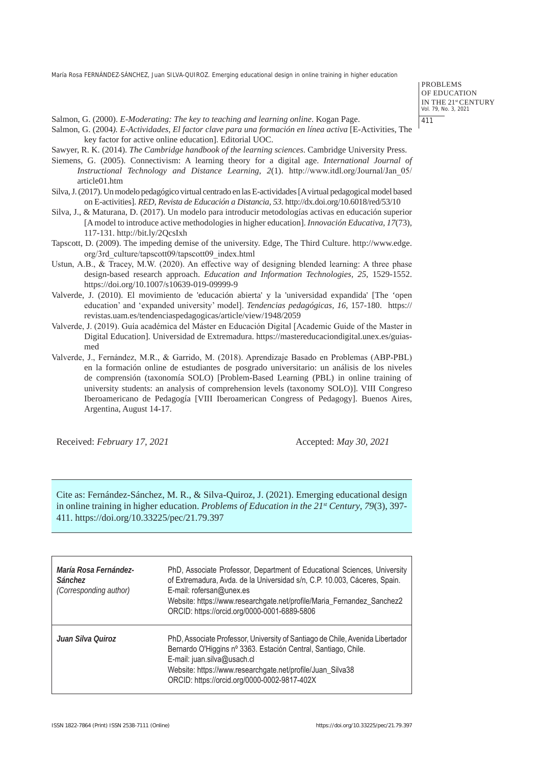Salmon, G. (2000). *E-Moderating: The key to teaching and learning online*. Kogan Page.

Salmon, G. (2004*). E-Actividades, El factor clave para una formación en línea activa* [E-Activities, The key factor for active online education]. Editorial UOC.

Sawyer, R. K. (2014). *The Cambridge handbook of the learning sciences*. Cambridge University Press.

Siemens, G. (2005). Connectivism: A learning theory for a digital age. *International Journal of Instructional Technology and Distance Learning, 2*(1). http://www.itdl.org/Journal/Jan_05/article01.htm

Silva, J. (2017). Un modelo pedagógico virtual centrado en las E-actividades [A virtual pedagogical model based on E-activities]. *RED, Revista de Educación a Distancia, 53*. http://dx.doi.org/10.6018/red/53/10

Silva, J., & Maturana, D. (2017). Un modelo para introducir metodologías activas en educación superior [A model to introduce active methodologies in higher education]. *Innovación Educativa, 17*(73), 117-131. http://bit.ly/2QcsIxh

Tapscott, D. (2009). The impeding demise of the university. Edge, The Third Culture. http://www.edge.org/3rd_culture/tapscott09/tapscott09_index.html

Ustun, A.B., & Tracey, M.W. (2020). An effective way of designing blended learning: A three phase design-based research approach. *Education and Information Technologies, 25*, 1529-1552. https://doi.org/10.1007/s10639-019-09999-9

Valverde, J. (2010). El movimiento de 'educación abierta' y la 'universidad expandida' [The 'open education' and 'expanded university' model]. *Tendencias pedagógicas, 16*, 157-180. https://revistas.uam.es/tendenciaspedagogicas/article/view/1948/2059

Valverde, J. (2019). Guía académica del Máster en Educación Digital [Academic Guide of the Master in Digital Education]. Universidad de Extremadura. https://mastereducaciondigital.unex.es/guias-med

Valverde, J., Fernández, M.R., & Garrido, M. (2018). Aprendizaje Basado en Problemas (ABP-PBL) en la formación online de estudiantes de posgrado universitario: un análisis de los niveles de comprensión (taxonomía SOLO) [Problem-Based Learning (PBL) in online training of university students: an analysis of comprehension levels (taxonomy SOLO)]. VIII Congreso Iberoamericano de Pedagogía [VIII Iberoamerican Congress of Pedagogy]. Buenos Aires, Argentina, August 14-17.

Received: *February 17, 2021* Accepted: *May 30, 2021*

Cite as: Fernández-Sánchez, M. R., & Silva-Quiroz, J. (2021). Emerging educational design in online training in higher education. *Problems of Education in the 21st Century, 79*(3), 397-411. https://doi.org/10.33225/pec/21.79.397

| | |
|---|---|
| ***María Rosa Fernández-Sánchez*** *(Corresponding author)* | PhD, Associate Professor, Department of Educational Sciences, University of Extremadura, Avda. de la Universidad s/n, C.P. 10.003, Cáceres, Spain. E-mail: rofersan@unex.es Website: https://www.researchgate.net/profile/Maria_Fernandez_Sanchez2 ORCID: https://orcid.org/0000-0001-6889-5806 |
| ***Juan Silva Quiroz*** | PhD, Associate Professor, University of Santiago de Chile, Avenida Libertador Bernardo O'Higgins nº 3363. Estación Central, Santiago, Chile. E-mail: juan.silva@usach.cl Website: https://www.researchgate.net/profile/Juan_Silva38 ORCID: https://orcid.org/0000-0002-9817-402X |